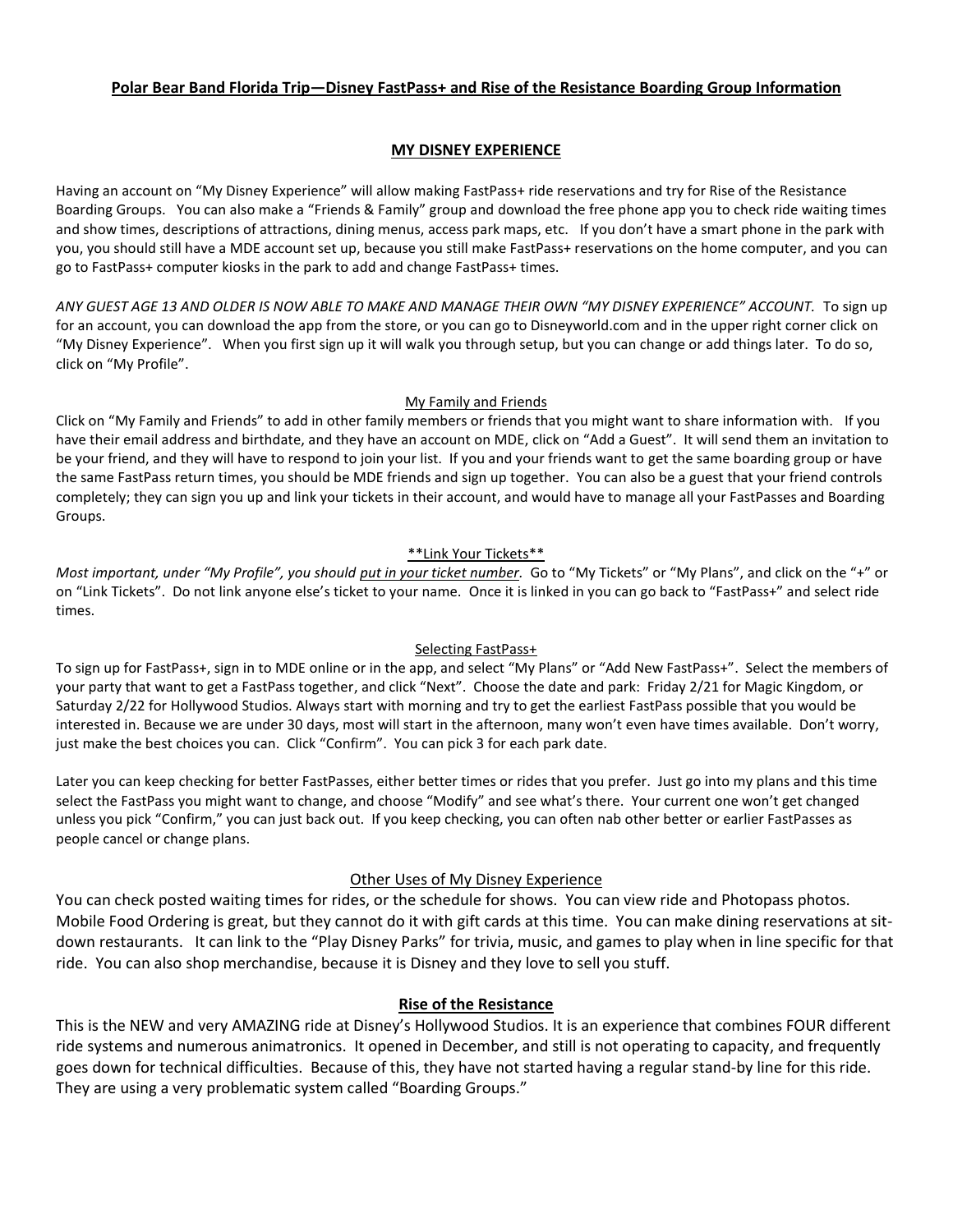# **Polar Bear Band Florida Trip—Disney FastPass+ and Rise of the Resistance Boarding Group Information**

## **MY DISNEY EXPERIENCE**

Having an account on "My Disney Experience" will allow making FastPass+ ride reservations and try for Rise of the Resistance Boarding Groups. You can also make a "Friends & Family" group and download the free phone app you to check ride waiting times and show times, descriptions of attractions, dining menus, access park maps, etc. If you don't have a smart phone in the park with you, you should still have a MDE account set up, because you still make FastPass+ reservations on the home computer, and you can go to FastPass+ computer kiosks in the park to add and change FastPass+ times.

*ANY GUEST AGE 13 AND OLDER IS NOW ABLE TO MAKE AND MANAGE THEIR OWN "MY DISNEY EXPERIENCE" ACCOUNT.* To sign up for an account, you can download the app from the store, or you can go to Disneyworld.com and in the upper right corner click on "My Disney Experience". When you first sign up it will walk you through setup, but you can change or add things later. To do so, click on "My Profile".

### My Family and Friends

Click on "My Family and Friends" to add in other family members or friends that you might want to share information with. If you have their email address and birthdate, and they have an account on MDE, click on "Add a Guest". It will send them an invitation to be your friend, and they will have to respond to join your list. If you and your friends want to get the same boarding group or have the same FastPass return times, you should be MDE friends and sign up together. You can also be a guest that your friend controls completely; they can sign you up and link your tickets in their account, and would have to manage all your FastPasses and Boarding Groups.

### **Link Your Tickets**

*Most important, under "My Profile", you should put in your ticket number.* Go to "My Tickets" or "My Plans", and click on the "+" or on "Link Tickets". Do not link anyone else's ticket to your name. Once it is linked in you can go back to "FastPass+" and select ride times.

### Selecting FastPass+

To sign up for FastPass+, sign in to MDE online or in the app, and select "My Plans" or "Add New FastPass+". Select the members of your party that want to get a FastPass together, and click "Next". Choose the date and park: Friday 2/21 for Magic Kingdom, or Saturday 2/22 for Hollywood Studios. Always start with morning and try to get the earliest FastPass possible that you would be interested in. Because we are under 30 days, most will start in the afternoon, many won't even have times available. Don't worry, just make the best choices you can. Click "Confirm". You can pick 3 for each park date.

Later you can keep checking for better FastPasses, either better times or rides that you prefer. Just go into my plans and this time select the FastPass you might want to change, and choose "Modify" and see what's there. Your current one won't get changed unless you pick "Confirm," you can just back out. If you keep checking, you can often nab other better or earlier FastPasses as people cancel or change plans.

### Other Uses of My Disney Experience

You can check posted waiting times for rides, or the schedule for shows. You can view ride and Photopass photos. Mobile Food Ordering is great, but they cannot do it with gift cards at this time. You can make dining reservations at sit-down restaurants. It can link to the "Play Disney Parks" for trivia, music, and games to play when in line specific for that ride. You can also shop merchandise, because it is Disney and they love to sell you stuff.

## **Rise of the Resistance**

This is the NEW and very AMAZING ride at Disney's Hollywood Studios. It is an experience that combines FOUR different ride systems and numerous animatronics. It opened in December, and still is not operating to capacity, and frequently goes down for technical difficulties. Because of this, they have not started having a regular stand-by line for this ride. They are using a very problematic system called "Boarding Groups."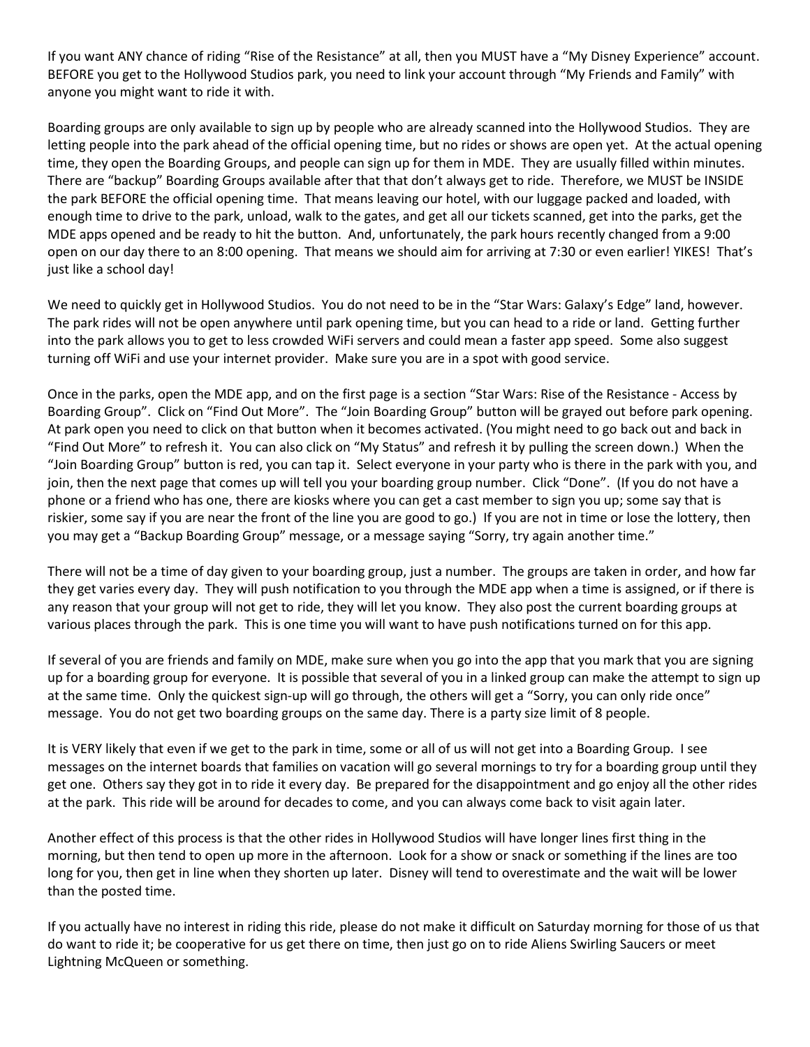If you want ANY chance of riding "Rise of the Resistance" at all, then you MUST have a "My Disney Experience" account. BEFORE you get to the Hollywood Studios park, you need to link your account through "My Friends and Family" with anyone you might want to ride it with.

Boarding groups are only available to sign up by people who are already scanned into the Hollywood Studios. They are letting people into the park ahead of the official opening time, but no rides or shows are open yet. At the actual opening time, they open the Boarding Groups, and people can sign up for them in MDE. They are usually filled within minutes. There are "backup" Boarding Groups available after that that don't always get to ride. Therefore, we MUST be INSIDE the park BEFORE the official opening time. That means leaving our hotel, with our luggage packed and loaded, with enough time to drive to the park, unload, walk to the gates, and get all our tickets scanned, get into the parks, get the MDE apps opened and be ready to hit the button. And, unfortunately, the park hours recently changed from a 9:00 open on our day there to an 8:00 opening. That means we should aim for arriving at 7:30 or even earlier! YIKES! That's just like a school day!

We need to quickly get in Hollywood Studios. You do not need to be in the "Star Wars: Galaxy's Edge" land, however. The park rides will not be open anywhere until park opening time, but you can head to a ride or land. Getting further into the park allows you to get to less crowded WiFi servers and could mean a faster app speed. Some also suggest turning off WiFi and use your internet provider. Make sure you are in a spot with good service.

Once in the parks, open the MDE app, and on the first page is a section "Star Wars: Rise of the Resistance - Access by Boarding Group". Click on "Find Out More". The "Join Boarding Group" button will be grayed out before park opening. At park open you need to click on that button when it becomes activated. (You might need to go back out and back in "Find Out More" to refresh it. You can also click on "My Status" and refresh it by pulling the screen down.) When the "Join Boarding Group" button is red, you can tap it. Select everyone in your party who is there in the park with you, and join, then the next page that comes up will tell you your boarding group number. Click "Done". (If you do not have a phone or a friend who has one, there are kiosks where you can get a cast member to sign you up; some say that is riskier, some say if you are near the front of the line you are good to go.) If you are not in time or lose the lottery, then you may get a "Backup Boarding Group" message, or a message saying "Sorry, try again another time."

There will not be a time of day given to your boarding group, just a number. The groups are taken in order, and how far they get varies every day. They will push notification to you through the MDE app when a time is assigned, or if there is any reason that your group will not get to ride, they will let you know. They also post the current boarding groups at various places through the park. This is one time you will want to have push notifications turned on for this app.

If several of you are friends and family on MDE, make sure when you go into the app that you mark that you are signing up for a boarding group for everyone. It is possible that several of you in a linked group can make the attempt to sign up at the same time. Only the quickest sign-up will go through, the others will get a "Sorry, you can only ride once" message. You do not get two boarding groups on the same day. There is a party size limit of 8 people.

It is VERY likely that even if we get to the park in time, some or all of us will not get into a Boarding Group. I see messages on the internet boards that families on vacation will go several mornings to try for a boarding group until they get one. Others say they got in to ride it every day. Be prepared for the disappointment and go enjoy all the other rides at the park. This ride will be around for decades to come, and you can always come back to visit again later.

Another effect of this process is that the other rides in Hollywood Studios will have longer lines first thing in the morning, but then tend to open up more in the afternoon. Look for a show or snack or something if the lines are too long for you, then get in line when they shorten up later. Disney will tend to overestimate and the wait will be lower than the posted time.

If you actually have no interest in riding this ride, please do not make it difficult on Saturday morning for those of us that do want to ride it; be cooperative for us get there on time, then just go on to ride Aliens Swirling Saucers or meet Lightning McQueen or something.